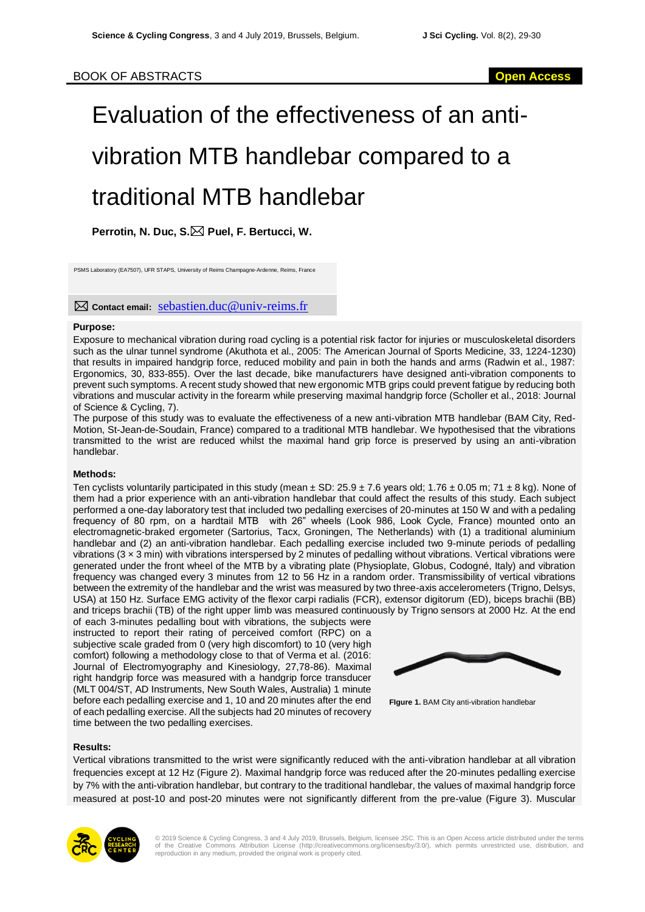BOOK OF ABSTRACTS

Open Access

# Evaluation of the effectiveness of an anti-vibration MTB handlebar compared to a traditional MTB handlebar

**Perrotin, N. Duc, S.✉ Puel, F. Bertucci, W.**

PSMS Laboratory (EA7507), UFR STAPS, University of Reims Champagne-Ardenne, Reims, France

✉ **Contact email:** sebastien.duc@univ-reims.fr

### Purpose:

Exposure to mechanical vibration during road cycling is a potential risk factor for injuries or musculoskeletal disorders such as the ulnar tunnel syndrome (Akuthota et al., 2005: The American Journal of Sports Medicine, 33, 1224-1230) that results in impaired handgrip force, reduced mobility and pain in both the hands and arms (Radwin et al., 1987: Ergonomics, 30, 833-855). Over the last decade, bike manufacturers have designed anti-vibration components to prevent such symptoms. A recent study showed that new ergonomic MTB grips could prevent fatigue by reducing both vibrations and muscular activity in the forearm while preserving maximal handgrip force (Scholler et al., 2018: Journal of Science & Cycling, 7).

The purpose of this study was to evaluate the effectiveness of a new anti-vibration MTB handlebar (BAM City, Red-Motion, St-Jean-de-Soudain, France) compared to a traditional MTB handlebar. We hypothesised that the vibrations transmitted to the wrist are reduced whilst the maximal hand grip force is preserved by using an anti-vibration handlebar.

### Methods:

Ten cyclists voluntarily participated in this study (mean ± SD: 25.9 ± 7.6 years old; 1.76 ± 0.05 m; 71 ± 8 kg). None of them had a prior experience with an anti-vibration handlebar that could affect the results of this study. Each subject performed a one-day laboratory test that included two pedalling exercises of 20-minutes at 150 W and with a pedaling frequency of 80 rpm, on a hardtail MTB with 26" wheels (Look 986, Look Cycle, France) mounted onto an electromagnetic-braked ergometer (Sartorius, Tacx, Groningen, The Netherlands) with (1) a traditional aluminium handlebar and (2) an anti-vibration handlebar. Each pedalling exercise included two 9-minute periods of pedalling vibrations (3 × 3 min) with vibrations interspersed by 2 minutes of pedalling without vibrations. Vertical vibrations were generated under the front wheel of the MTB by a vibrating plate (Physioplate, Globus, Codogné, Italy) and vibration frequency was changed every 3 minutes from 12 to 56 Hz in a random order. Transmissibility of vertical vibrations between the extremity of the handlebar and the wrist was measured by two three-axis accelerometers (Trigno, Delsys, USA) at 150 Hz. Surface EMG activity of the flexor carpi radialis (FCR), extensor digitorum (ED), biceps brachii (BB) and triceps brachii (TB) of the right upper limb was measured continuously by Trigno sensors at 2000 Hz. At the end of each 3-minutes pedalling bout with vibrations, the subjects were instructed to report their rating of perceived comfort (RPC) on a subjective scale graded from 0 (very high discomfort) to 10 (very high comfort) following a methodology close to that of Verma et al. (2016: Journal of Electromyography and Kinesiology, 27,78-86). Maximal right handgrip force was measured with a handgrip force transducer (MLT 004/ST, AD Instruments, New South Wales, Australia) 1 minute before each pedalling exercise and 1, 10 and 20 minutes after the end of each pedalling exercise. All the subjects had 20 minutes of recovery time between the two pedalling exercises.

**Figure 1.** BAM City anti-vibration handlebar

### Results:

Vertical vibrations transmitted to the wrist were significantly reduced with the anti-vibration handlebar at all vibration frequencies except at 12 Hz (Figure 2). Maximal handgrip force was reduced after the 20-minutes pedalling exercise by 7% with the anti-vibration handlebar, but contrary to the traditional handlebar, the values of maximal handgrip force measured at post-10 and post-20 minutes were not significantly different from the pre-value (Figure 3). Muscular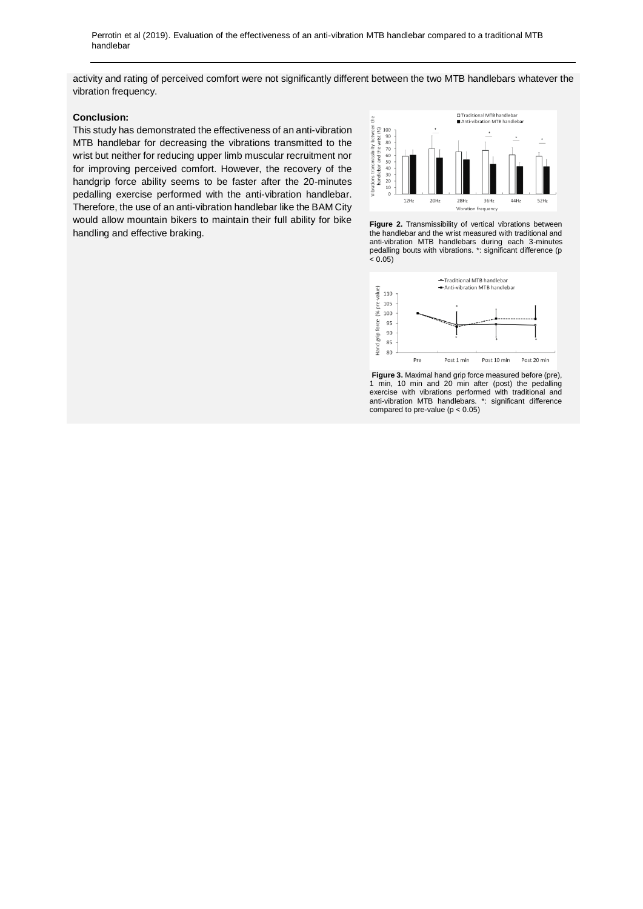activity and rating of perceived comfort were not significantly different between the two MTB handlebars whatever the vibration frequency.

**Conclusion:**

This study has demonstrated the effectiveness of an anti-vibration MTB handlebar for decreasing the vibrations transmitted to the wrist but neither for reducing upper limb muscular recruitment nor for improving perceived comfort. However, the recovery of the handgrip force ability seems to be faster after the 20-minutes pedalling exercise performed with the anti-vibration handlebar. Therefore, the use of an anti-vibration handlebar like the BAM City would allow mountain bikers to maintain their full ability for bike handling and effective braking.

□ Traditional MTB handlebar
■ Anti-vibration MTB handlebar

Vibrations transmissibility between the handlebar and the wrist (%)

100
90
80
70
60
50
40
30
20
10
0

12Hz 20Hz 28Hz 36Hz 44Hz 52Hz

Vibration frequency

\* \* \* \*

**Figure 2.** Transmissibility of vertical vibrations between the handlebar and the wrist measured with traditional and anti-vibration MTB handlebars during each 3-minutes pedalling bouts with vibrations. \*: significant difference ($p < 0.05$)

Traditional MTB handlebar
Anti-vibration MTB handlebar

Hand grip force (% pre-value)

110
105
100
95
90
85
80

Pre Post 1 min Post 10 min Post 20 min

\* \* \* \*

**Figure 3.** Maximal hand grip force measured before (pre), 1 min, 10 min and 20 min after (post) the pedalling exercise with vibrations performed with traditional and anti-vibration MTB handlebars. \*: significant difference compared to pre-value ($p < 0.05$)